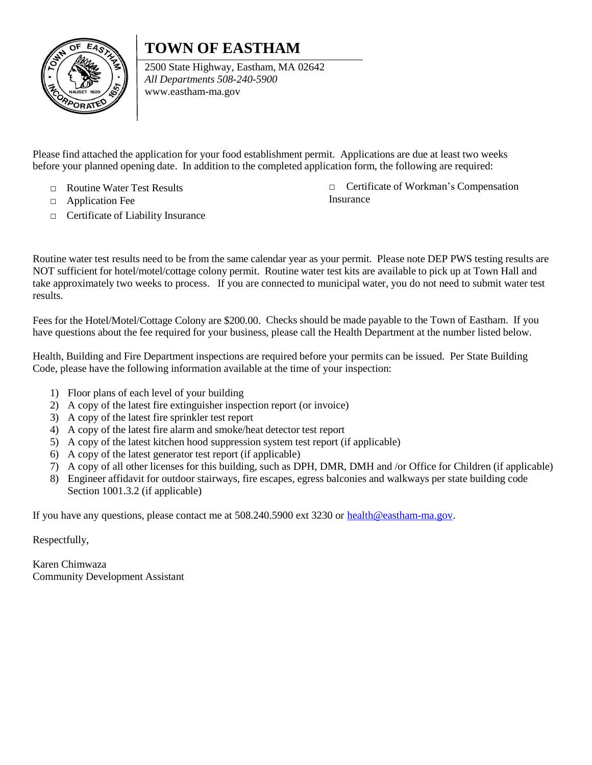# TOWN OF EASTHAM

2500 State Highway, Eastham, MA 02642
*All Departments 508-240-5900*
www.eastham-ma.gov

Please find attached the application for your food establishment permit. Applications are due at least two weeks before your planned opening date. In addition to the completed application form, the following are required:

- □ Routine Water Test Results
- □ Application Fee
- □ Certificate of Liability Insurance
- □ Certificate of Workman's Compensation Insurance

Routine water test results need to be from the same calendar year as your permit. Please note DEP PWS testing results are NOT sufficient for hotel/motel/cottage colony permit. Routine water test kits are available to pick up at Town Hall and take approximately two weeks to process. If you are connected to municipal water, you do not need to submit water test results.

Fees for the Hotel/Motel/Cottage Colony are $200.00. Checks should be made payable to the Town of Eastham. If you have questions about the fee required for your business, please call the Health Department at the number listed below.

Health, Building and Fire Department inspections are required before your permits can be issued. Per State Building Code, please have the following information available at the time of your inspection:

1) Floor plans of each level of your building
2) A copy of the latest fire extinguisher inspection report (or invoice)
3) A copy of the latest fire sprinkler test report
4) A copy of the latest fire alarm and smoke/heat detector test report
5) A copy of the latest kitchen hood suppression system test report (if applicable)
6) A copy of the latest generator test report (if applicable)
7) A copy of all other licenses for this building, such as DPH, DMR, DMH and /or Office for Children (if applicable)
8) Engineer affidavit for outdoor stairways, fire escapes, egress balconies and walkways per state building code Section 1001.3.2 (if applicable)

If you have any questions, please contact me at 508.240.5900 ext 3230 or [health@eastham-ma.gov](mailto:health@eastham-ma.gov).

Respectfully,

Karen Chimwaza
Community Development Assistant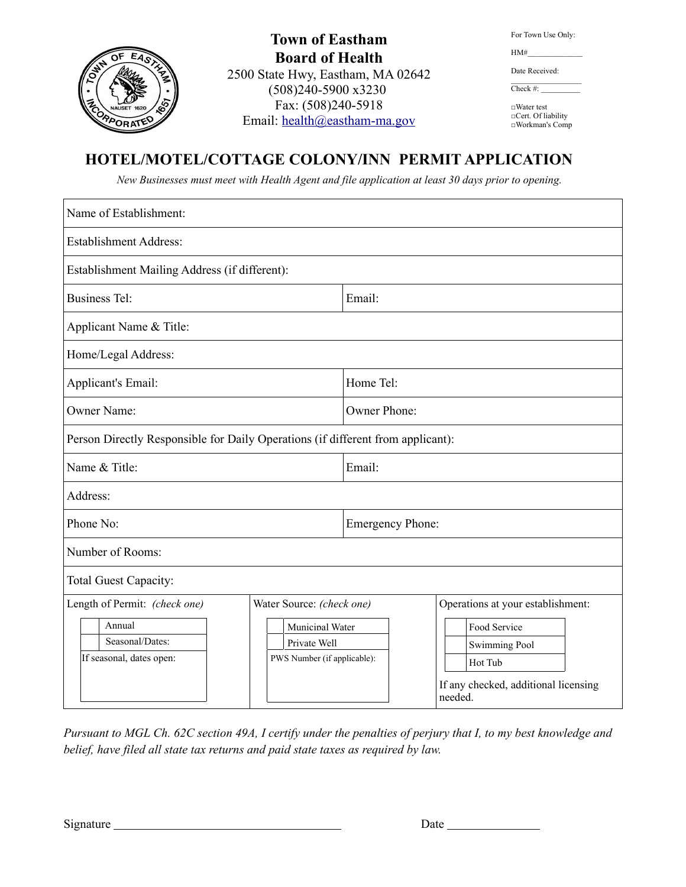**Town of Eastham**
**Board of Health**
2500 State Hwy, Eastham, MA 02642
(508)240-5900 x3230
Fax: (508)240-5918
Email: health@eastham-ma.gov

For Town Use Only:

HM#\_\_\_\_\_\_\_\_\_\_\_\_\_

Date Received: \_\_\_\_\_\_\_\_\_\_\_\_\_

Check #: \_\_\_\_\_\_\_\_\_

□Water test
□Cert. Of liability
□Workman's Comp

## HOTEL/MOTEL/COTTAGE COLONY/INN PERMIT APPLICATION

*New Businesses must meet with Health Agent and file application at least 30 days prior to opening.*

| | |
|---|---|
| Name of Establishment: | |
| Establishment Address: | |
| Establishment Mailing Address (if different): | |
| Business Tel: | Email: |
| Applicant Name & Title: | |
| Home/Legal Address: | |
| Applicant's Email: | Home Tel: |
| Owner Name: | Owner Phone: |
| Person Directly Responsible for Daily Operations (if different from applicant): | |
| Name & Title: | Email: |
| Address: | |
| Phone No: | Emergency Phone: |
| Number of Rooms: | |
| Total Guest Capacity: | |

| Length of Permit: *(check one)* | Water Source: *(check one)* | Operations at your establishment: |
|---|---|---|
| ☐ Annual | ☐ Municipal Water | ☐ Food Service |
| ☐ Seasonal/Dates: | ☐ Private Well | ☐ Swimming Pool |
| If seasonal, dates open: | PWS Number (if applicable): | ☐ Hot Tub |
| | | If any checked, additional licensing needed. |

*Pursuant to MGL Ch. 62C section 49A, I certify under the penalties of perjury that I, to my best knowledge and belief, have filed all state tax returns and paid state taxes as required by law.*

Signature \_\_\_\_\_\_\_\_\_\_\_\_\_\_\_\_\_\_\_\_\_\_\_\_\_\_\_\_\_\_\_\_\_\_\_\_ Date \_\_\_\_\_\_\_\_\_\_\_\_\_\_\_